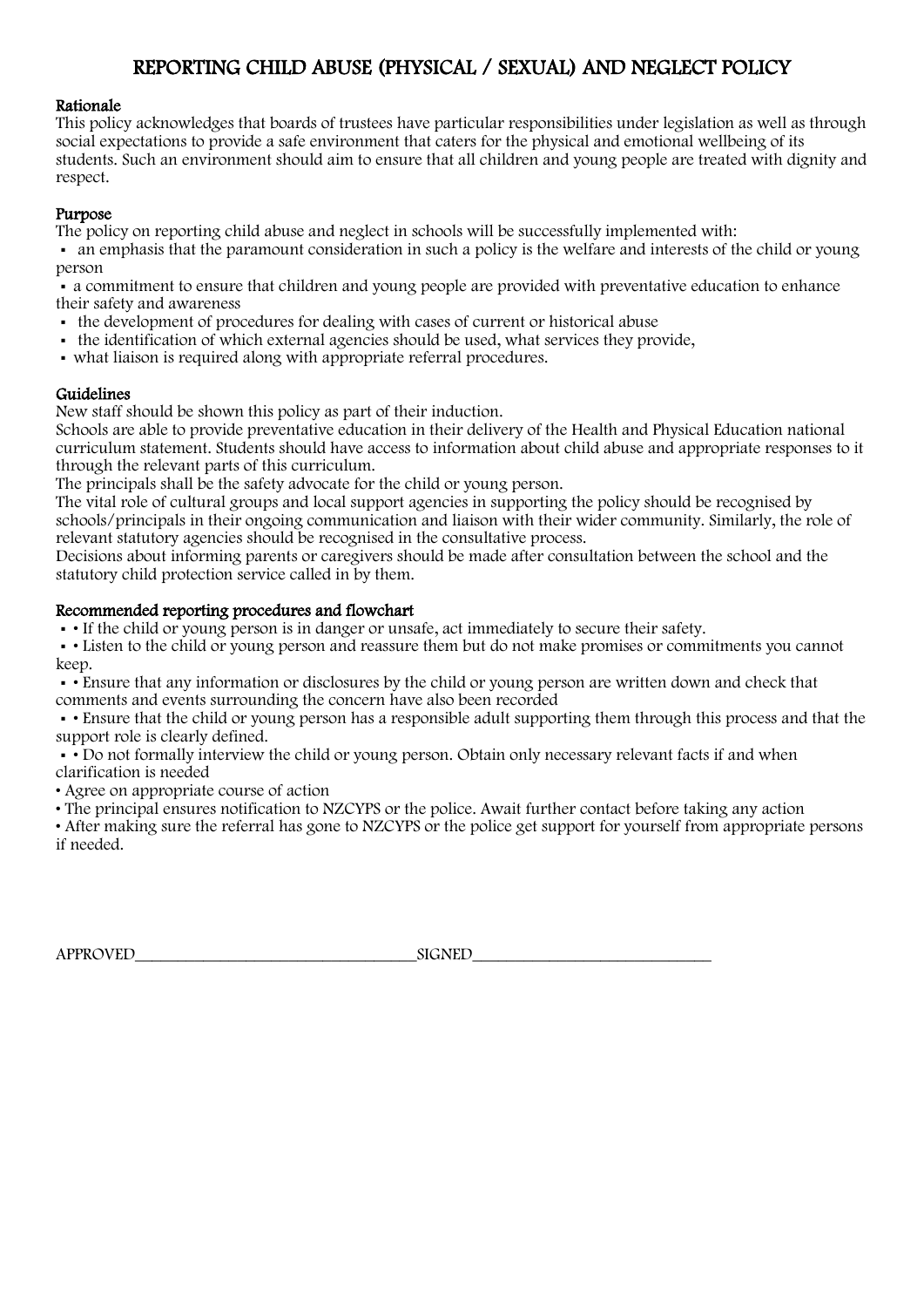# REPORTING CHILD ABUSE (PHYSICAL / SEXUAL) AND NEGLECT POLICY

## Rationale

This policy acknowledges that boards of trustees have particular responsibilities under legislation as well as through social expectations to provide a safe environment that caters for the physical and emotional wellbeing of its students. Such an environment should aim to ensure that all children and young people are treated with dignity and respect.

## Purpose

The policy on reporting child abuse and neglect in schools will be successfully implemented with:

- an emphasis that the paramount consideration in such a policy is the welfare and interests of the child or young person
- a commitment to ensure that children and young people are provided with preventative education to enhance their safety and awareness
- the development of procedures for dealing with cases of current or historical abuse
- the identification of which external agencies should be used, what services they provide,
- what liaison is required along with appropriate referral procedures.

## Guidelines

New staff should be shown this policy as part of their induction.

Schools are able to provide preventative education in their delivery of the Health and Physical Education national curriculum statement. Students should have access to information about child abuse and appropriate responses to it through the relevant parts of this curriculum.

The principals shall be the safety advocate for the child or young person.

The vital role of cultural groups and local support agencies in supporting the policy should be recognised by schools/principals in their ongoing communication and liaison with their wider community. Similarly, the role of relevant statutory agencies should be recognised in the consultative process.

Decisions about informing parents or caregivers should be made after consultation between the school and the statutory child protection service called in by them.

## Recommended reporting procedures and flowchart

- • If the child or young person is in danger or unsafe, act immediately to secure their safety.
- • Listen to the child or young person and reassure them but do not make promises or commitments you cannot keep.
- • Ensure that any information or disclosures by the child or young person are written down and check that comments and events surrounding the concern have also been recorded
- • Ensure that the child or young person has a responsible adult supporting them through this process and that the support role is clearly defined.
- • Do not formally interview the child or young person. Obtain only necessary relevant facts if and when clarification is needed

• Agree on appropriate course of action

• The principal ensures notification to NZCYPS or the police. Await further contact before taking any action

• After making sure the referral has gone to NZCYPS or the police get support for yourself from appropriate persons if needed.

APPROVED\_\_\_\_\_\_\_\_\_\_\_\_\_\_\_\_\_\_\_\_\_\_\_\_\_\_\_\_\_\_\_\_\_\_SIGNED\_\_\_\_\_\_\_\_\_\_\_\_\_\_\_\_\_\_\_\_\_\_\_\_\_\_\_\_\_\_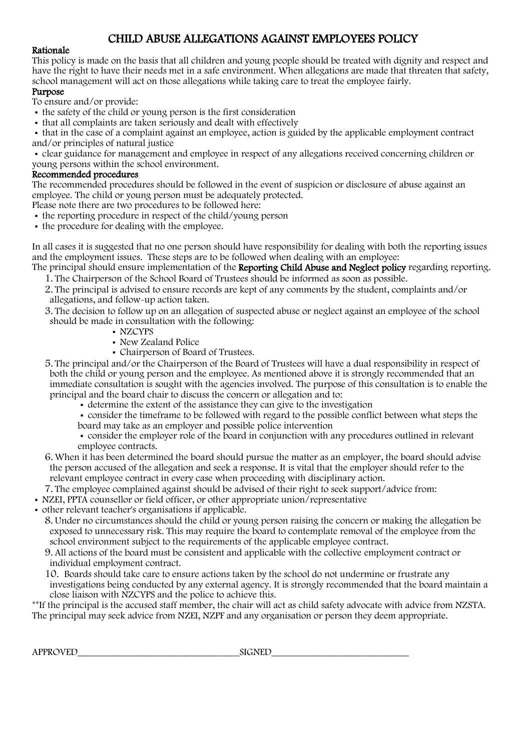# CHILD ABUSE ALLEGATIONS AGAINST EMPLOYEES POLICY

**Rationale**

This policy is made on the basis that all children and young people should be treated with dignity and respect and have the right to have their needs met in a safe environment. When allegations are made that threaten that safety, school management will act on those allegations while taking care to treat the employee fairly.

**Purpose**

To ensure and/or provide:

- the safety of the child or young person is the first consideration
- that all complaints are taken seriously and dealt with effectively
- that in the case of a complaint against an employee, action is guided by the applicable employment contract and/or principles of natural justice
- clear guidance for management and employee in respect of any allegations received concerning children or young persons within the school environment.

**Recommended procedures**

The recommended procedures should be followed in the event of suspicion or disclosure of abuse against an employee. The child or young person must be adequately protected.

Please note there are two procedures to be followed here:

- the reporting procedure in respect of the child/young person
- the procedure for dealing with the employee.

In all cases it is suggested that no one person should have responsibility for dealing with both the reporting issues and the employment issues. These steps are to be followed when dealing with an employee:

The principal should ensure implementation of the **Reporting Child Abuse and Neglect policy** regarding reporting.

1. The Chairperson of the School Board of Trustees should be informed as soon as possible.
2. The principal is advised to ensure records are kept of any comments by the student, complaints and/or allegations, and follow-up action taken.
3. The decision to follow up on an allegation of suspected abuse or neglect against an employee of the school should be made in consultation with the following:
   - NZCYPS
   - New Zealand Police
   - Chairperson of Board of Trustees.
5. The principal and/or the Chairperson of the Board of Trustees will have a dual responsibility in respect of both the child or young person and the employee. As mentioned above it is strongly recommended that an immediate consultation is sought with the agencies involved. The purpose of this consultation is to enable the principal and the board chair to discuss the concern or allegation and to:
   - determine the extent of the assistance they can give to the investigation
   - consider the timeframe to be followed with regard to the possible conflict between what steps the board may take as an employer and possible police intervention
   - consider the employer role of the board in conjunction with any procedures outlined in relevant employee contracts.
6. When it has been determined the board should pursue the matter as an employer, the board should advise the person accused of the allegation and seek a response. It is vital that the employer should refer to the relevant employee contract in every case when proceeding with disciplinary action.
7. The employee complained against should be advised of their right to seek support/advice from:

- NZEI, PPTA counsellor or field officer, or other appropriate union/representative
- other relevant teacher's organisations if applicable.

8. Under no circumstances should the child or young person raising the concern or making the allegation be exposed to unnecessary risk. This may require the board to contemplate removal of the employee from the school environment subject to the requirements of the applicable employee contract.
9. All actions of the board must be consistent and applicable with the collective employment contract or individual employment contract.
10. Boards should take care to ensure actions taken by the school do not undermine or frustrate any investigations being conducted by any external agency. It is strongly recommended that the board maintain a close liaison with NZCYPS and the police to achieve this.

**If the principal is the accused staff member, the chair will act as child safety advocate with advice from NZSTA. The principal may seek advice from NZEI, NZPF and any organisation or person they deem appropriate.

APPROVED_______________________________ SIGNED__________________________